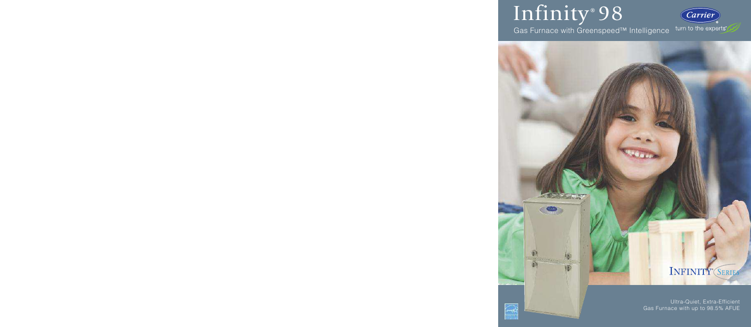# Infinity® 98

Gas Furnace with Greenspeed™ Intelligence

Carrier®

turn to the experts™

INFINITY® SERIES

Ultra-Quiet, Extra-Efficient Gas Furnace with up to 98.5% AFUE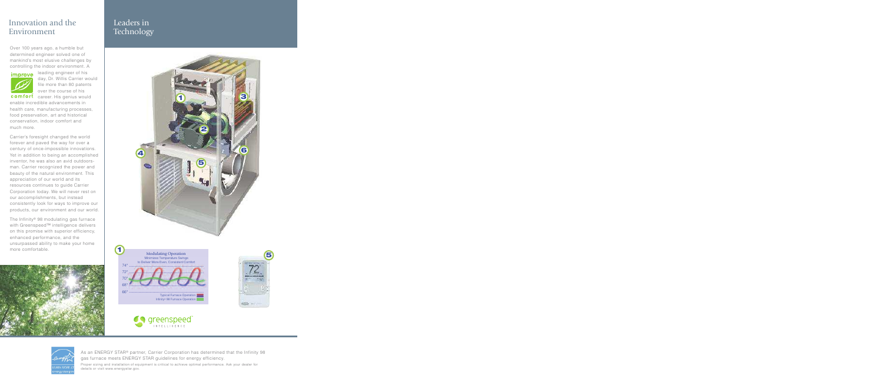# Innovation and the Environment

Over 100 years ago, a humble but determined engineer solved one of mankind's most elusive challenges by controlling the indoor environment. A leading engineer of his day, Dr. Willis Carrier would file more than 80 patents over the course of his career. His genius would enable incredible advancements in health care, manufacturing processes, food preservation, art and historical conservation, indoor comfort and much more.

Carrier's foresight changed the world forever and paved the way for over a century of once-impossible innovations. Yet in addition to being an accomplished inventor, he was also an avid outdoorsman. Carrier recognized the power and beauty of the natural environment. This appreciation of our world and its resources continues to guide Carrier Corporation today. We will never rest on our accomplishments, but instead consistently look for ways to improve our products, our environment and our world.

The Infinity® 98 modulating gas furnace with Greenspeed™ intelligence delivers on this promise with superior efficiency, enhanced performance, and the unsurpassed ability to make your home more comfortable.

# Leaders in Technology

**1** Modulating Operation

Minimizes Temperature Swings to Deliver More Even, Consistent Comfort

74°
72°
70°
68°
66°

Typical Furnace Operation
Infinity® 98 Furnace Operation

greenspeed™ INTELLIGENCE

As an ENERGY STAR® partner, Carrier Corporation has determined that the Infinity 98 gas furnace meets ENERGY STAR guidelines for energy efficiency.

Proper sizing and installation of equipment is critical to achieve optimal performance. Ask your dealer for details or visit www.energystar.gov.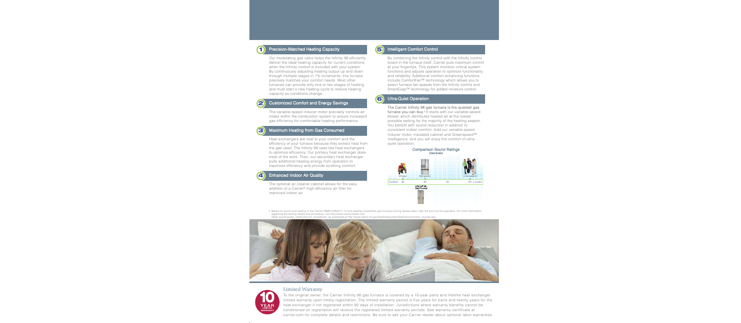## 1 Precision-Matched Heating Capacity

Our modulating gas valve helps the Infinity 98 efficiently deliver the ideal heating capacity for current conditions when the Infinity control is included with your system. By continuously adjusting heating output up and down through multiple stages in 1% increments, this furnace precisely matches your comfort needs. Most other furnaces can provide only one or two stages of heating and must start a new heating cycle to reduce heating capacity as conditions change.

## 2 Customized Comfort and Energy Savings

The variable-speed inducer motor precisely controls air intake within the combustion system to ensure increased gas efficiency for comfortable heating performance.

## 3 Maximum Heating from Gas Consumed

Heat exchangers are vital to your comfort and the efficiency of your furnace because they extract heat from the gas used. The Infinity 98 uses two heat exchangers to optimize efficiency. Our primary heat exchanger does most of the work. Then, our secondary heat exchanger pulls additional heating energy from operation to maximize efficiency and provide soothing comfort.

## 4 Enhanced Indoor Air Quality

The optional air cleaner cabinet allows for the easy addition of a Carrier® high-efficiency air filter for improved indoor air.

## 5 Intelligent Comfort Control

By combining the Infinity control with the Infinity control board in the furnace itself, Carrier puts maximum control at your fingertips. This system monitors critical system functions and adjusts operation to optimize functionality and reliability. Additional comfort-enhancing functions include ComfortFan™ technology which allows you to select furnace fan speeds from the Infinity control and SmartEvap™ technology for added moisture control.

## 6 Ultra-Quiet Operation

The Carrier Infinity 98 gas furnace is the quietest gas furnace you can buy.† It starts with our variable-speed blower which distributes heated air at the lowest possible setting for the majority of the heating season. You benefit with sound reduction in addition to consistent indoor comfort. Add our variable-speed inducer motor, insulated cabinet and Greenspeed™ intelligence, and you will enjoy the comfort of ultra-quiet operation.

**Comparison Sound Ratings**
(decibels)

Quieter 30 — Whisper — 40 Refrigerator — Infinity® 98 Gas Furnace — 50 — 60 Conversation Louder

† Based on sound level testing of the Carrier 59MN7A060V17-14 and leading competitive gas furnaces during steady-state, high-fire and low-fire operation. For more information regarding the testing results and procedure, visit http://www.cacfurnace.com.
Other sound levels, mentioned for comparison, as published at http://www.nidcd.nih.gov/health/education/teachers/common_sounds.asp.

## Limited Warranty

10 YEAR LIMITED WARRANTY

To the original owner, the Carrier Infinity 98 gas furnace is covered by a 10-year parts and lifetime heat exchanger limited warranty upon timely registration. The limited warranty period is five years for parts and twenty years for the heat exchanger if not registered within 90 days of installation. Jurisdictions where warranty benefits cannot be conditioned on registration will receive the registered limited warranty periods. See warranty certificate at carrier.com for complete details and restrictions. Be sure to ask your Carrier dealer about optional labor warranties.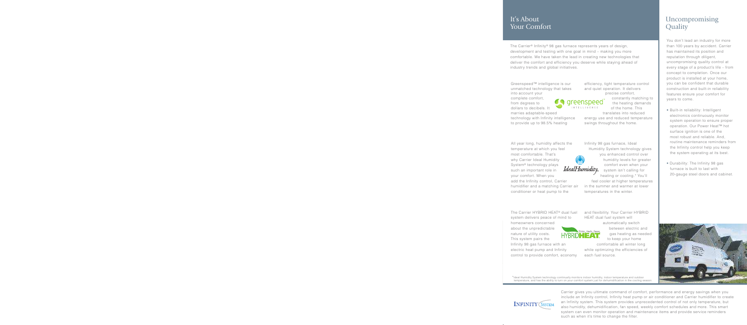## It's About Your Comfort

The Carrier® Infinity® 98 gas furnace represents years of design, development and testing with one goal in mind – making you more comfortable. We have taken the lead in creating new technologies that deliver the comfort and efficiency you deserve while staying ahead of industry trends and global initiatives.

Greenspeed™ intelligence is our unmatched technology that takes into account your complete comfort, from degrees to dollars to decibels. It marries adaptable-speed technology with Infinity intelligence to provide up to 98.5% heating efficiency, tight temperature control and quiet operation. It delivers precise comfort, constantly matching to the heating demands of the home. This translates into reduced energy use and reduced temperature swings throughout the home.

All year long, humidity affects the temperature at which you feel most comfortable. That's why Carrier Ideal Humidity System® technology plays such an important role in your comfort. When you add the Infinity control, Carrier humidifier and a matching Carrier air conditioner or heat pump to the Infinity 98 gas furnace, Ideal Humidity System technology gives you enhanced control over humidity levels for greater comfort even when your system isn't calling for heating or cooling.* You'll feel cooler at higher temperatures in the summer and warmer at lower temperatures in the winter.

The Carrier HYBRID HEAT® dual fuel system delivers peace of mind to homeowners concerned about the unpredictable nature of utility costs. This system pairs the Infinity 98 gas furnace with an electric heat pump and Infinity control to provide comfort, economy and flexibility. Your Carrier HYBRID HEAT dual fuel system will automatically switch between electric and gas heating as needed to keep your home comfortable all winter long while optimizing the efficiencies of each fuel source.

*Ideal Humidity System technology continually monitors indoor humidity, indoor temperature and outdoor temperature, and has the ability to turn on your comfort system just for dehumidification in the cooling season.

Carrier gives you ultimate command of comfort, performance and energy savings when you include an Infinity control, Infinity heat pump or air conditioner and Carrier humidifier to create an Infinity system. This system provides unprecedented control of not only temperature, but also humidity, dehumidification, fan speed, weekly comfort schedules and more. This smart system can even monitor operation and maintenance items and provide service reminders such as when it's time to change the filter.

## Uncompromising Quality

You don't lead an industry for more than 100 years by accident. Carrier has maintained its position and reputation through diligent, uncompromising quality control at every stage of a product's life – from concept to completion. Once our product is installed at your home, you can be confident that durable construction and built-in reliability features ensure your comfort for years to come.

- Built-in reliability: Intelligent electronics continuously monitor system operation to ensure proper operation. Our Power Heat™ hot surface ignition is one of the most robust and reliable. And, routine maintenance reminders from the Infinity control help you keep the system operating at its best.
- Durability: The Infinity 98 gas furnace is built to last with 20-gauge steel doors and cabinet.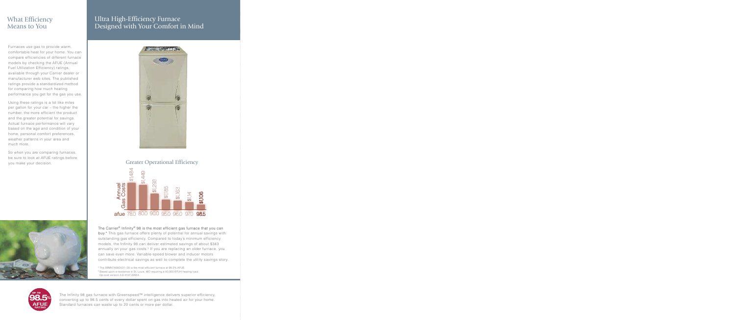## What Efficiency Means to You

Furnaces use gas to provide warm, comfortable heat for your home. You can compare efficiencies of different furnace models by checking the AFUE (Annual Fuel Utilization Efficiency) ratings, available through your Carrier dealer or manufacturer web sites. The published ratings provide a standardized method for comparing how much heating performance you get for the gas you use.

Using these ratings is a lot like miles per gallon for your car – the higher the number, the more efficient the product and the greater potential for savings. Actual furnace performance will vary based on the age and condition of your home, personal comfort preferences, weather patterns in your area and much more.

So when you are comparing furnaces, be sure to look at AFUE ratings before you make your decision.

## Ultra High-Efficiency Furnace Designed with Your Comfort in Mind

### Greater Operational Efficiency

| afue | 78.0 | 80.0 | 90.0 | 95.0 | 96.0 | 97.0 | 98.5 |
|---|---|---|---|---|---|---|---|
| Annual Gas Costs | $1,484 | $1,449 | $1,293 | $1,185 | $1,163 | $1,141 | $1,106 |

The Carrier® Infinity® 98 is the most efficient gas furnace that you can buy.* This gas furnace offers plenty of potential for annual savings with outstanding gas efficiency. Compared to today's minimum efficiency models, the Infinity 98 can deliver estimated savings of about $343 annually on your gas costs.† If you are replacing an older furnace, you can save even more. Variable-speed blower and inducer motors contribute electrical savings as well to complete the utility savings story.

\* The 59MN7A060V21--20 is the most efficient furnace at 98.5% AFUE.
† Based upon a residence in St. Louis, MO requiring a 50,000 BTUH heating load. Op-cost version 3.0.4107.22653.

UP TO 98.5% AFUE RATING

The Infinity 98 gas furnace with Greenspeed™ intelligence delivers superior efficiency, converting up to 98.5 cents of every dollar spent on gas into heated air for your home. Standard furnaces can waste up to 20 cents or more per dollar.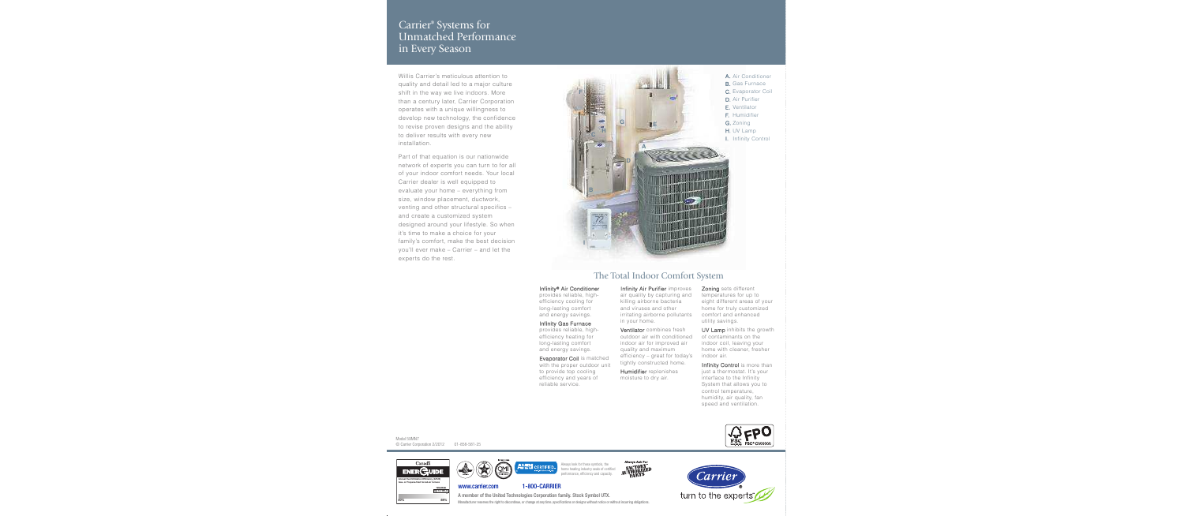# Carrier® Systems for Unmatched Performance in Every Season

Willis Carrier's meticulous attention to quality and detail led to a major culture shift in the way we live indoors. More than a century later, Carrier Corporation operates with a unique willingness to develop new technology, the confidence to revise proven designs and the ability to deliver results with every new installation.

Part of that equation is our nationwide network of experts you can turn to for all of your indoor comfort needs. Your local Carrier dealer is well equipped to evaluate your home – everything from size, window placement, ductwork, venting and other structural specifics – and create a customized system designed around your lifestyle. So when it's time to make a choice for your family's comfort, make the best decision you'll ever make – Carrier – and let the experts do the rest.

A. Air Conditioner
B. Gas Furnace
C. Evaporator Coil
D. Air Purifier
E. Ventilator
F. Humidifier
G. Zoning
H. UV Lamp
I. Infinity Control

## The Total Indoor Comfort System

**Infinity® Air Conditioner** provides reliable, high-efficiency cooling for long-lasting comfort and energy savings.

**Infinity Gas Furnace** provides reliable, high-efficiency heating for long-lasting comfort and energy savings.

**Evaporator Coil** is matched with the proper outdoor unit to provide top cooling efficiency and years of reliable service.

**Infinity Air Purifier** improves air quality by capturing and killing airborne bacteria and viruses and other irritating airborne pollutants in your home.

**Ventilator** combines fresh outdoor air with conditioned indoor air for improved air quality and maximum efficiency – great for today's tightly constructed home.

**Humidifier** replenishes moisture to dry air.

**Zoning** sets different temperatures for up to eight different areas of your home for truly customized comfort and enhanced utility savings.

**UV Lamp** inhibits the growth of contaminants on the indoor coil, leaving your home with cleaner, fresher indoor air.

**Infinity Control** is more than just a thermostat. It's your interface to the Infinity System that allows you to control temperature, humidity, air quality, fan speed and ventilation.

Model 58MN7
© Carrier Corporation 2/2012 01-858-581-25

Always look for these symbols, the home heating industry seals of certified performance, efficiency and capacity.

Always Ask For FACTORY AUTHORIZED PARTS

www.carrier.com 1-800-CARRIER

A member of the United Technologies Corporation family. Stock Symbol UTX.

Manufacturer reserves the right to discontinue, or change at any time, specifications or designs without notice or without incurring obligations.

turn to the experts